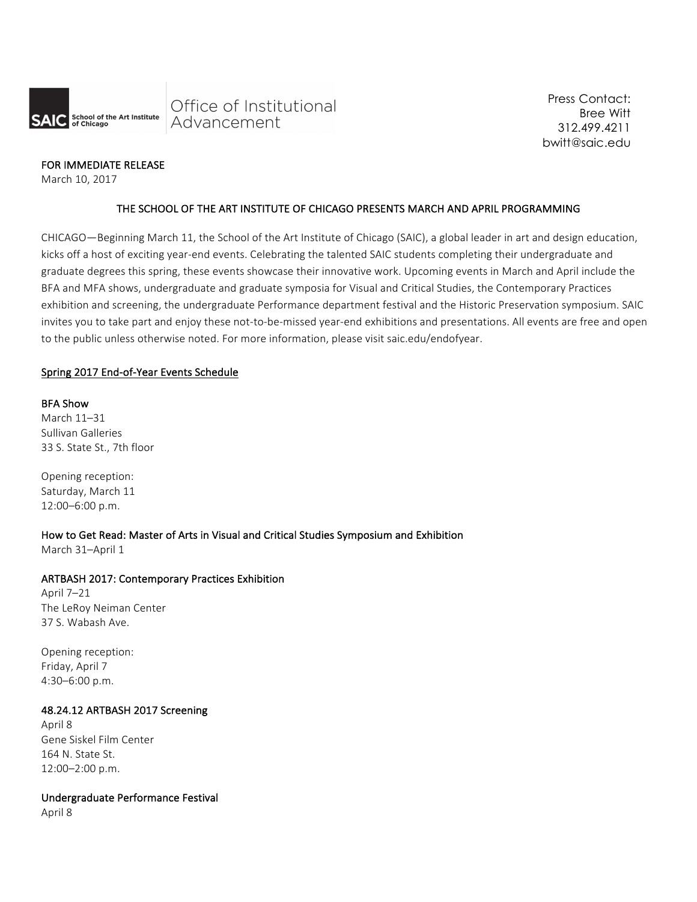SAIC School of the Art Institute of Chicago | Office of Institutional Advancement

Press Contact:
Bree Witt
312.499.4211
bwitt@saic.edu

**FOR IMMEDIATE RELEASE**
March 10, 2017

**THE SCHOOL OF THE ART INSTITUTE OF CHICAGO PRESENTS MARCH AND APRIL PROGRAMMING**

CHICAGO—Beginning March 11, the School of the Art Institute of Chicago (SAIC), a global leader in art and design education, kicks off a host of exciting year-end events. Celebrating the talented SAIC students completing their undergraduate and graduate degrees this spring, these events showcase their innovative work. Upcoming events in March and April include the BFA and MFA shows, undergraduate and graduate symposia for Visual and Critical Studies, the Contemporary Practices exhibition and screening, the undergraduate Performance department festival and the Historic Preservation symposium. SAIC invites you to take part and enjoy these not-to-be-missed year-end exhibitions and presentations. All events are free and open to the public unless otherwise noted. For more information, please visit saic.edu/endofyear.

## Spring 2017 End-of-Year Events Schedule

**BFA Show**
March 11–31
Sullivan Galleries
33 S. State St., 7th floor

Opening reception:
Saturday, March 11
12:00–6:00 p.m.

**How to Get Read: Master of Arts in Visual and Critical Studies Symposium and Exhibition**
March 31–April 1

**ARTBASH 2017: Contemporary Practices Exhibition**
April 7–21
The LeRoy Neiman Center
37 S. Wabash Ave.

Opening reception:
Friday, April 7
4:30–6:00 p.m.

**48.24.12 ARTBASH 2017 Screening**
April 8
Gene Siskel Film Center
164 N. State St.
12:00–2:00 p.m.

**Undergraduate Performance Festival**
April 8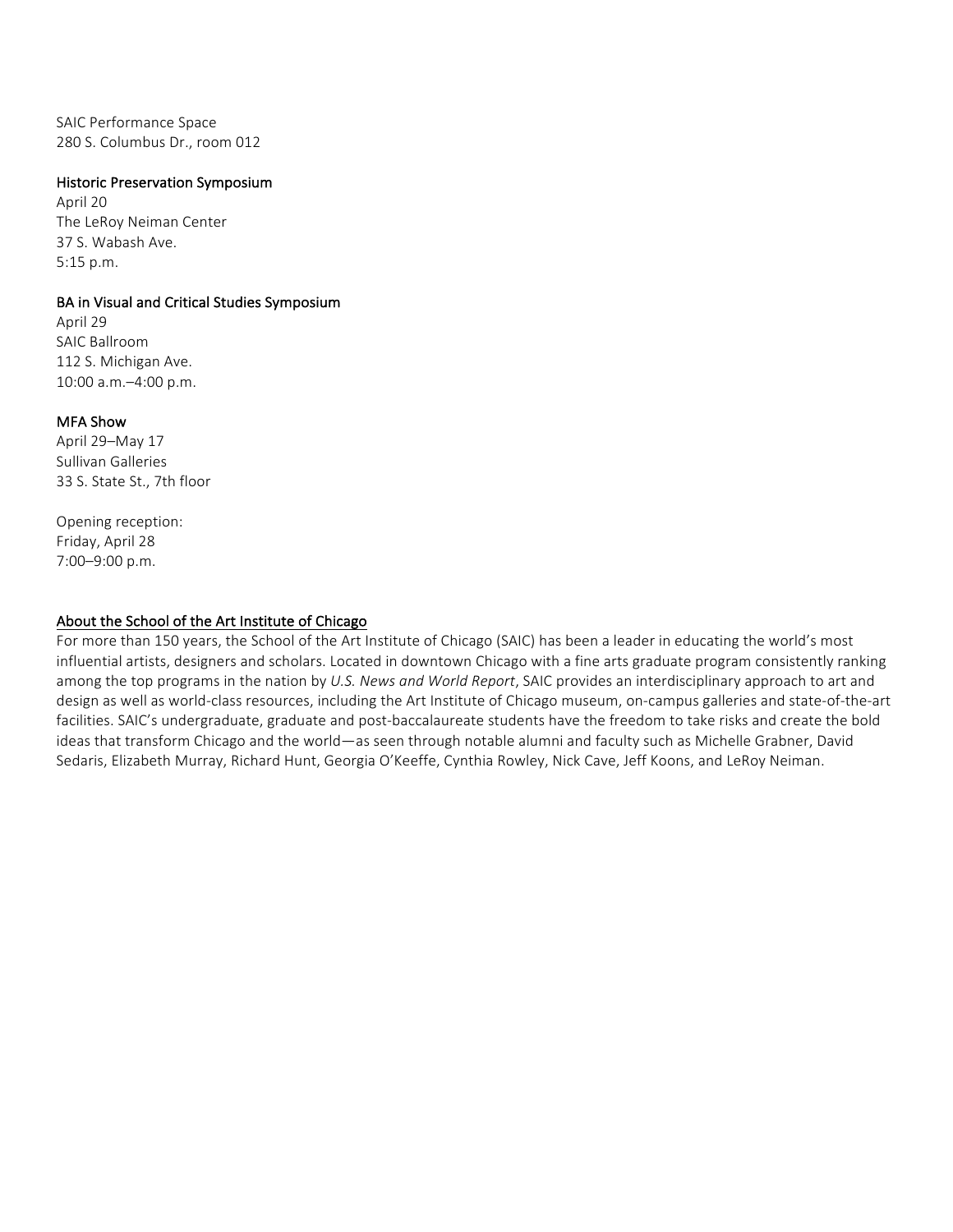SAIC Performance Space
280 S. Columbus Dr., room 012

**Historic Preservation Symposium**
April 20
The LeRoy Neiman Center
37 S. Wabash Ave.
5:15 p.m.

**BA in Visual and Critical Studies Symposium**
April 29
SAIC Ballroom
112 S. Michigan Ave.
10:00 a.m.–4:00 p.m.

**MFA Show**
April 29–May 17
Sullivan Galleries
33 S. State St., 7th floor

Opening reception:
Friday, April 28
7:00–9:00 p.m.

## About the School of the Art Institute of Chicago

For more than 150 years, the School of the Art Institute of Chicago (SAIC) has been a leader in educating the world's most influential artists, designers and scholars. Located in downtown Chicago with a fine arts graduate program consistently ranking among the top programs in the nation by *U.S. News and World Report*, SAIC provides an interdisciplinary approach to art and design as well as world-class resources, including the Art Institute of Chicago museum, on-campus galleries and state-of-the-art facilities. SAIC's undergraduate, graduate and post-baccalaureate students have the freedom to take risks and create the bold ideas that transform Chicago and the world—as seen through notable alumni and faculty such as Michelle Grabner, David Sedaris, Elizabeth Murray, Richard Hunt, Georgia O'Keeffe, Cynthia Rowley, Nick Cave, Jeff Koons, and LeRoy Neiman.